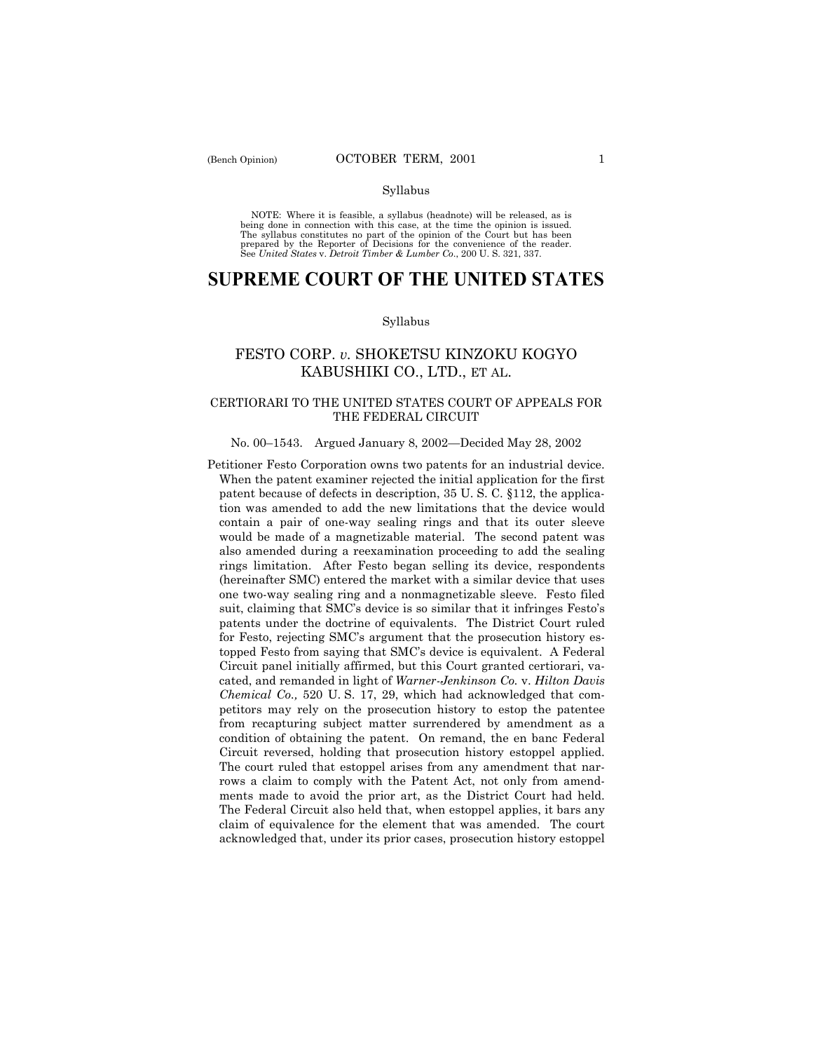Syllabus

NOTE: Where it is feasible, a syllabus (headnote) will be released, as is being done in connection with this case, at the time the opinion is issued. The syllabus constitutes no part of the opinion of the Court but has been prepared by the Reporter of Decisions for the convenience of the reader. See *United States* v. *Detroit Timber & Lumber Co.*, 200 U. S. 321, 337.

# SUPREME COURT OF THE UNITED STATES

Syllabus

## FESTO CORP. *v.* SHOKETSU KINZOKU KOGYO KABUSHIKI CO., LTD., ET AL.

### CERTIORARI TO THE UNITED STATES COURT OF APPEALS FOR THE FEDERAL CIRCUIT

No. 00–1543. Argued January 8, 2002—Decided May 28, 2002

Petitioner Festo Corporation owns two patents for an industrial device. When the patent examiner rejected the initial application for the first patent because of defects in description, 35 U. S. C. §112, the application was amended to add the new limitations that the device would contain a pair of one-way sealing rings and that its outer sleeve would be made of a magnetizable material. The second patent was also amended during a reexamination proceeding to add the sealing rings limitation. After Festo began selling its device, respondents (hereinafter SMC) entered the market with a similar device that uses one two-way sealing ring and a nonmagnetizable sleeve. Festo filed suit, claiming that SMC's device is so similar that it infringes Festo's patents under the doctrine of equivalents. The District Court ruled for Festo, rejecting SMC's argument that the prosecution history estopped Festo from saying that SMC's device is equivalent. A Federal Circuit panel initially affirmed, but this Court granted certiorari, vacated, and remanded in light of *Warner-Jenkinson Co.* v. *Hilton Davis Chemical Co.,* 520 U. S. 17, 29, which had acknowledged that competitors may rely on the prosecution history to estop the patentee from recapturing subject matter surrendered by amendment as a condition of obtaining the patent. On remand, the en banc Federal Circuit reversed, holding that prosecution history estoppel applied. The court ruled that estoppel arises from any amendment that narrows a claim to comply with the Patent Act, not only from amendments made to avoid the prior art, as the District Court had held. The Federal Circuit also held that, when estoppel applies, it bars any claim of equivalence for the element that was amended. The court acknowledged that, under its prior cases, prosecution history estoppel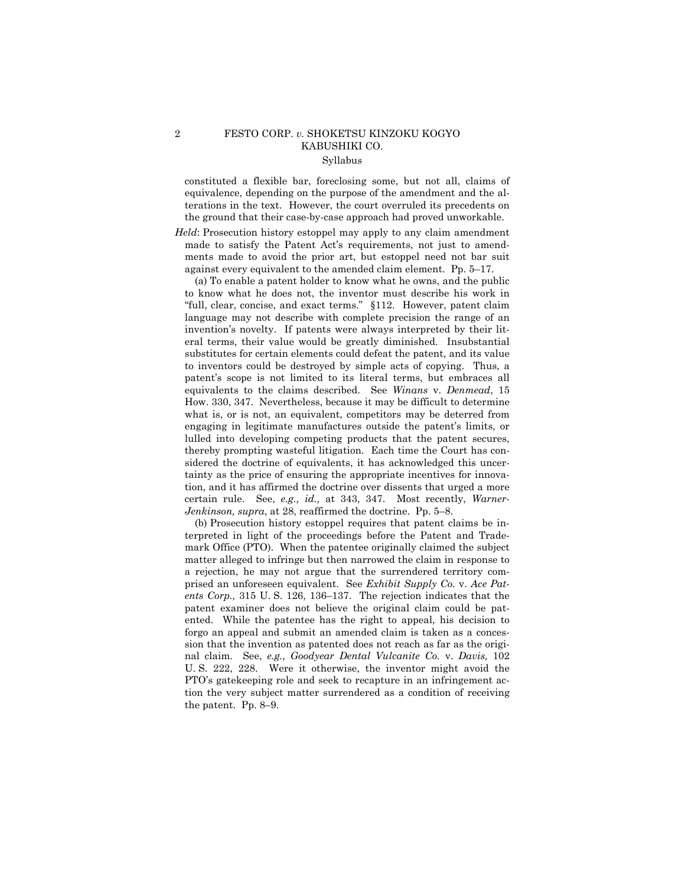constituted a flexible bar, foreclosing some, but not all, claims of equivalence, depending on the purpose of the amendment and the alterations in the text. However, the court overruled its precedents on the ground that their case-by-case approach had proved unworkable.

*Held*: Prosecution history estoppel may apply to any claim amendment made to satisfy the Patent Act's requirements, not just to amendments made to avoid the prior art, but estoppel need not bar suit against every equivalent to the amended claim element. Pp. 5–17.

(a) To enable a patent holder to know what he owns, and the public to know what he does not, the inventor must describe his work in "full, clear, concise, and exact terms." §112. However, patent claim language may not describe with complete precision the range of an invention's novelty. If patents were always interpreted by their literal terms, their value would be greatly diminished. Insubstantial substitutes for certain elements could defeat the patent, and its value to inventors could be destroyed by simple acts of copying. Thus, a patent's scope is not limited to its literal terms, but embraces all equivalents to the claims described. See *Winans* v. *Denmead*, 15 How. 330, 347. Nevertheless, because it may be difficult to determine what is, or is not, an equivalent, competitors may be deterred from engaging in legitimate manufactures outside the patent's limits, or lulled into developing competing products that the patent secures, thereby prompting wasteful litigation. Each time the Court has considered the doctrine of equivalents, it has acknowledged this uncertainty as the price of ensuring the appropriate incentives for innovation, and it has affirmed the doctrine over dissents that urged a more certain rule. See, *e.g., id.,* at 343, 347. Most recently, *Warner-Jenkinson, supra*, at 28, reaffirmed the doctrine. Pp. 5–8.

(b) Prosecution history estoppel requires that patent claims be interpreted in light of the proceedings before the Patent and Trademark Office (PTO). When the patentee originally claimed the subject matter alleged to infringe but then narrowed the claim in response to a rejection, he may not argue that the surrendered territory comprised an unforeseen equivalent. See *Exhibit Supply Co.* v. *Ace Patents Corp.,* 315 U. S. 126, 136–137. The rejection indicates that the patent examiner does not believe the original claim could be patented. While the patentee has the right to appeal, his decision to forgo an appeal and submit an amended claim is taken as a concession that the invention as patented does not reach as far as the original claim. See, *e.g., Goodyear Dental Vulcanite Co.* v. *Davis,* 102 U. S. 222, 228. Were it otherwise, the inventor might avoid the PTO's gatekeeping role and seek to recapture in an infringement action the very subject matter surrendered as a condition of receiving the patent. Pp. 8–9.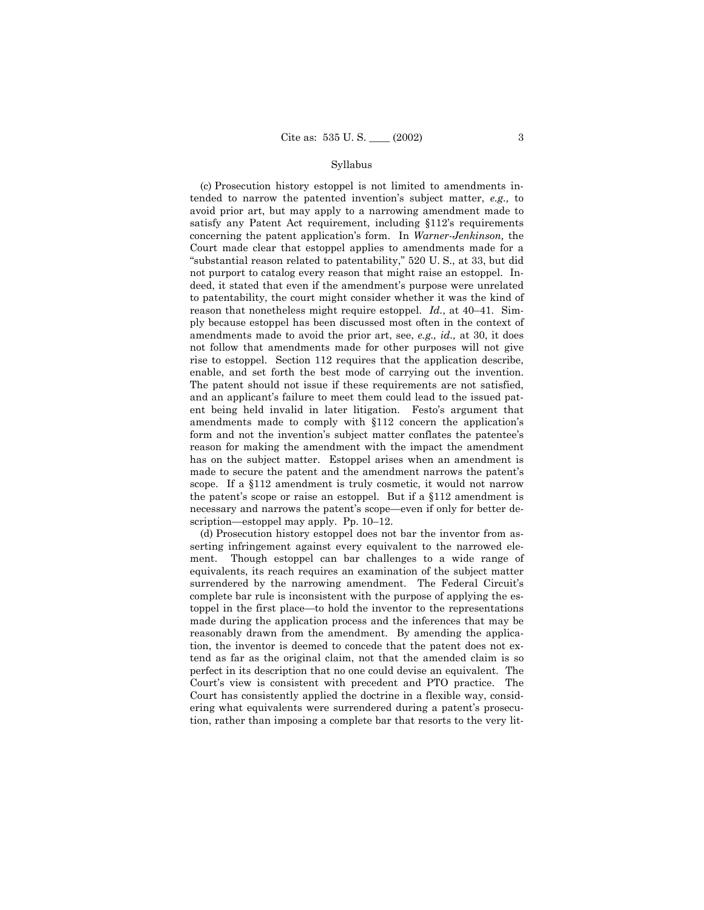Syllabus

(c) Prosecution history estoppel is not limited to amendments intended to narrow the patented invention's subject matter, *e.g.,* to avoid prior art, but may apply to a narrowing amendment made to satisfy any Patent Act requirement, including §112's requirements concerning the patent application's form. In *Warner-Jenkinson,* the Court made clear that estoppel applies to amendments made for a "substantial reason related to patentability," 520 U. S., at 33, but did not purport to catalog every reason that might raise an estoppel. Indeed, it stated that even if the amendment's purpose were unrelated to patentability, the court might consider whether it was the kind of reason that nonetheless might require estoppel. *Id.*, at 40–41. Simply because estoppel has been discussed most often in the context of amendments made to avoid the prior art, see, *e.g., id.,* at 30, it does not follow that amendments made for other purposes will not give rise to estoppel. Section 112 requires that the application describe, enable, and set forth the best mode of carrying out the invention. The patent should not issue if these requirements are not satisfied, and an applicant's failure to meet them could lead to the issued patent being held invalid in later litigation. Festo's argument that amendments made to comply with §112 concern the application's form and not the invention's subject matter conflates the patentee's reason for making the amendment with the impact the amendment has on the subject matter. Estoppel arises when an amendment is made to secure the patent and the amendment narrows the patent's scope. If a §112 amendment is truly cosmetic, it would not narrow the patent's scope or raise an estoppel. But if a §112 amendment is necessary and narrows the patent's scope—even if only for better description—estoppel may apply. Pp. 10–12.

(d) Prosecution history estoppel does not bar the inventor from asserting infringement against every equivalent to the narrowed element. Though estoppel can bar challenges to a wide range of equivalents, its reach requires an examination of the subject matter surrendered by the narrowing amendment. The Federal Circuit's complete bar rule is inconsistent with the purpose of applying the estoppel in the first place—to hold the inventor to the representations made during the application process and the inferences that may be reasonably drawn from the amendment. By amending the application, the inventor is deemed to concede that the patent does not extend as far as the original claim, not that the amended claim is so perfect in its description that no one could devise an equivalent. The Court's view is consistent with precedent and PTO practice. The Court has consistently applied the doctrine in a flexible way, considering what equivalents were surrendered during a patent's prosecution, rather than imposing a complete bar that resorts to the very lit-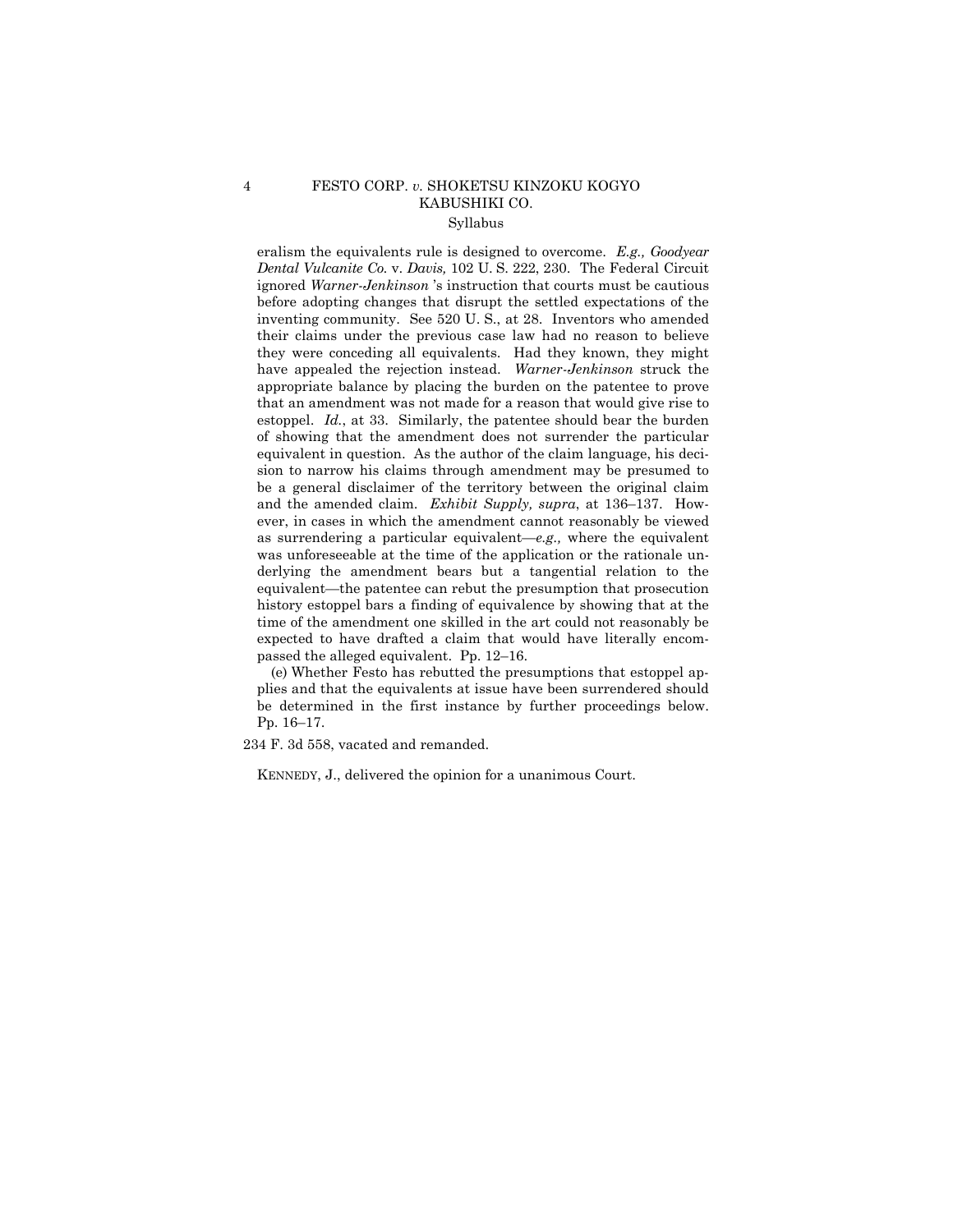eralism the equivalents rule is designed to overcome. *E.g., Goodyear Dental Vulcanite Co.* v. *Davis,* 102 U. S. 222, 230. The Federal Circuit ignored *Warner-Jenkinson* 's instruction that courts must be cautious before adopting changes that disrupt the settled expectations of the inventing community. See 520 U. S., at 28. Inventors who amended their claims under the previous case law had no reason to believe they were conceding all equivalents. Had they known, they might have appealed the rejection instead. *Warner-Jenkinson* struck the appropriate balance by placing the burden on the patentee to prove that an amendment was not made for a reason that would give rise to estoppel. *Id.*, at 33. Similarly, the patentee should bear the burden of showing that the amendment does not surrender the particular equivalent in question. As the author of the claim language, his decision to narrow his claims through amendment may be presumed to be a general disclaimer of the territory between the original claim and the amended claim. *Exhibit Supply, supra*, at 136–137. However, in cases in which the amendment cannot reasonably be viewed as surrendering a particular equivalent—*e.g.,* where the equivalent was unforeseeable at the time of the application or the rationale underlying the amendment bears but a tangential relation to the equivalent—the patentee can rebut the presumption that prosecution history estoppel bars a finding of equivalence by showing that at the time of the amendment one skilled in the art could not reasonably be expected to have drafted a claim that would have literally encompassed the alleged equivalent. Pp. 12–16.

(e) Whether Festo has rebutted the presumptions that estoppel applies and that the equivalents at issue have been surrendered should be determined in the first instance by further proceedings below. Pp. 16–17.

234 F. 3d 558, vacated and remanded.

KENNEDY, J., delivered the opinion for a unanimous Court.